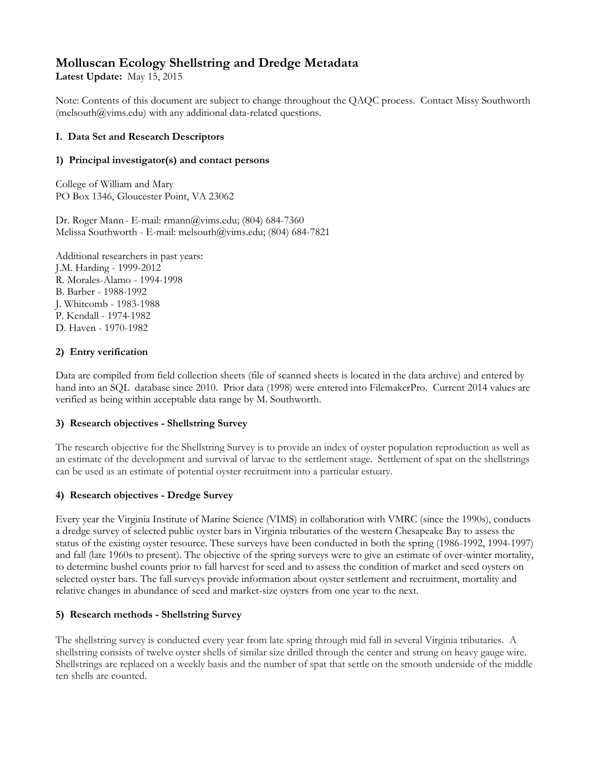# Molluscan Ecology Shellstring and Dredge Metadata

**Latest Update:** May 15, 2015

Note: Contents of this document are subject to change throughout the QAQC process. Contact Missy Southworth (melsouth@vims.edu) with any additional data-related questions.

## I. Data Set and Research Descriptors

### 1) Principal investigator(s) and contact persons

College of William and Mary
PO Box 1346, Gloucester Point, VA 23062

Dr. Roger Mann - E-mail: rmann@vims.edu; (804) 684-7360
Melissa Southworth - E-mail: melsouth@vims.edu; (804) 684-7821

Additional researchers in past years:
J.M. Harding - 1999-2012
R. Morales-Alamo - 1994-1998
B. Barber - 1988-1992
J. Whitcomb - 1983-1988
P. Kendall - 1974-1982
D. Haven - 1970-1982

### 2) Entry verification

Data are compiled from field collection sheets (file of scanned sheets is located in the data archive) and entered by hand into an SQL database since 2010. Prior data (1998) were entered into FilemakerPro. Current 2014 values are verified as being within acceptable data range by M. Southworth.

### 3) Research objectives - Shellstring Survey

The research objective for the Shellstring Survey is to provide an index of oyster population reproduction as well as an estimate of the development and survival of larvae to the settlement stage. Settlement of spat on the shellstrings can be used as an estimate of potential oyster recruitment into a particular estuary.

### 4) Research objectives - Dredge Survey

Every year the Virginia Institute of Marine Science (VIMS) in collaboration with VMRC (since the 1990s), conducts a dredge survey of selected public oyster bars in Virginia tributaries of the western Chesapeake Bay to assess the status of the existing oyster resource. These surveys have been conducted in both the spring (1986-1992, 1994-1997) and fall (late 1960s to present). The objective of the spring surveys were to give an estimate of over-winter mortality, to determine bushel counts prior to fall harvest for seed and to assess the condition of market and seed oysters on selected oyster bars. The fall surveys provide information about oyster settlement and recruitment, mortality and relative changes in abundance of seed and market-size oysters from one year to the next.

### 5) Research methods - Shellstring Survey

The shellstring survey is conducted every year from late spring through mid fall in several Virginia tributaries. A shellstring consists of twelve oyster shells of similar size drilled through the center and strung on heavy gauge wire. Shellstrings are replaced on a weekly basis and the number of spat that settle on the smooth underside of the middle ten shells are counted.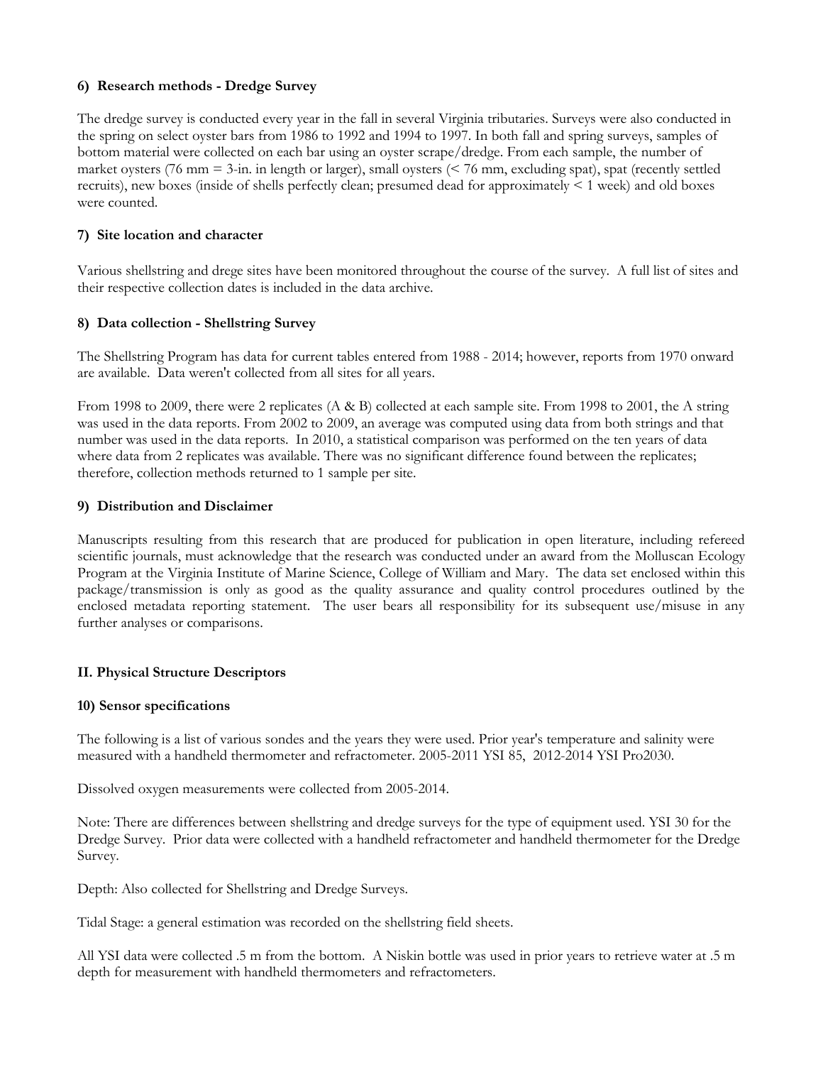**6) Research methods - Dredge Survey**

The dredge survey is conducted every year in the fall in several Virginia tributaries. Surveys were also conducted in the spring on select oyster bars from 1986 to 1992 and 1994 to 1997. In both fall and spring surveys, samples of bottom material were collected on each bar using an oyster scrape/dredge. From each sample, the number of market oysters (76 mm = 3-in. in length or larger), small oysters (< 76 mm, excluding spat), spat (recently settled recruits), new boxes (inside of shells perfectly clean; presumed dead for approximately < 1 week) and old boxes were counted.

**7) Site location and character**

Various shellstring and drege sites have been monitored throughout the course of the survey. A full list of sites and their respective collection dates is included in the data archive.

**8) Data collection - Shellstring Survey**

The Shellstring Program has data for current tables entered from 1988 - 2014; however, reports from 1970 onward are available. Data weren't collected from all sites for all years.

From 1998 to 2009, there were 2 replicates (A & B) collected at each sample site. From 1998 to 2001, the A string was used in the data reports. From 2002 to 2009, an average was computed using data from both strings and that number was used in the data reports. In 2010, a statistical comparison was performed on the ten years of data where data from 2 replicates was available. There was no significant difference found between the replicates; therefore, collection methods returned to 1 sample per site.

**9) Distribution and Disclaimer**

Manuscripts resulting from this research that are produced for publication in open literature, including refereed scientific journals, must acknowledge that the research was conducted under an award from the Molluscan Ecology Program at the Virginia Institute of Marine Science, College of William and Mary. The data set enclosed within this package/transmission is only as good as the quality assurance and quality control procedures outlined by the enclosed metadata reporting statement. The user bears all responsibility for its subsequent use/misuse in any further analyses or comparisons.

**II. Physical Structure Descriptors**

**10) Sensor specifications**

The following is a list of various sondes and the years they were used. Prior year's temperature and salinity were measured with a handheld thermometer and refractometer. 2005-2011 YSI 85, 2012-2014 YSI Pro2030.

Dissolved oxygen measurements were collected from 2005-2014.

Note: There are differences between shellstring and dredge surveys for the type of equipment used. YSI 30 for the Dredge Survey. Prior data were collected with a handheld refractometer and handheld thermometer for the Dredge Survey.

Depth: Also collected for Shellstring and Dredge Surveys.

Tidal Stage: a general estimation was recorded on the shellstring field sheets.

All YSI data were collected .5 m from the bottom. A Niskin bottle was used in prior years to retrieve water at .5 m depth for measurement with handheld thermometers and refractometers.